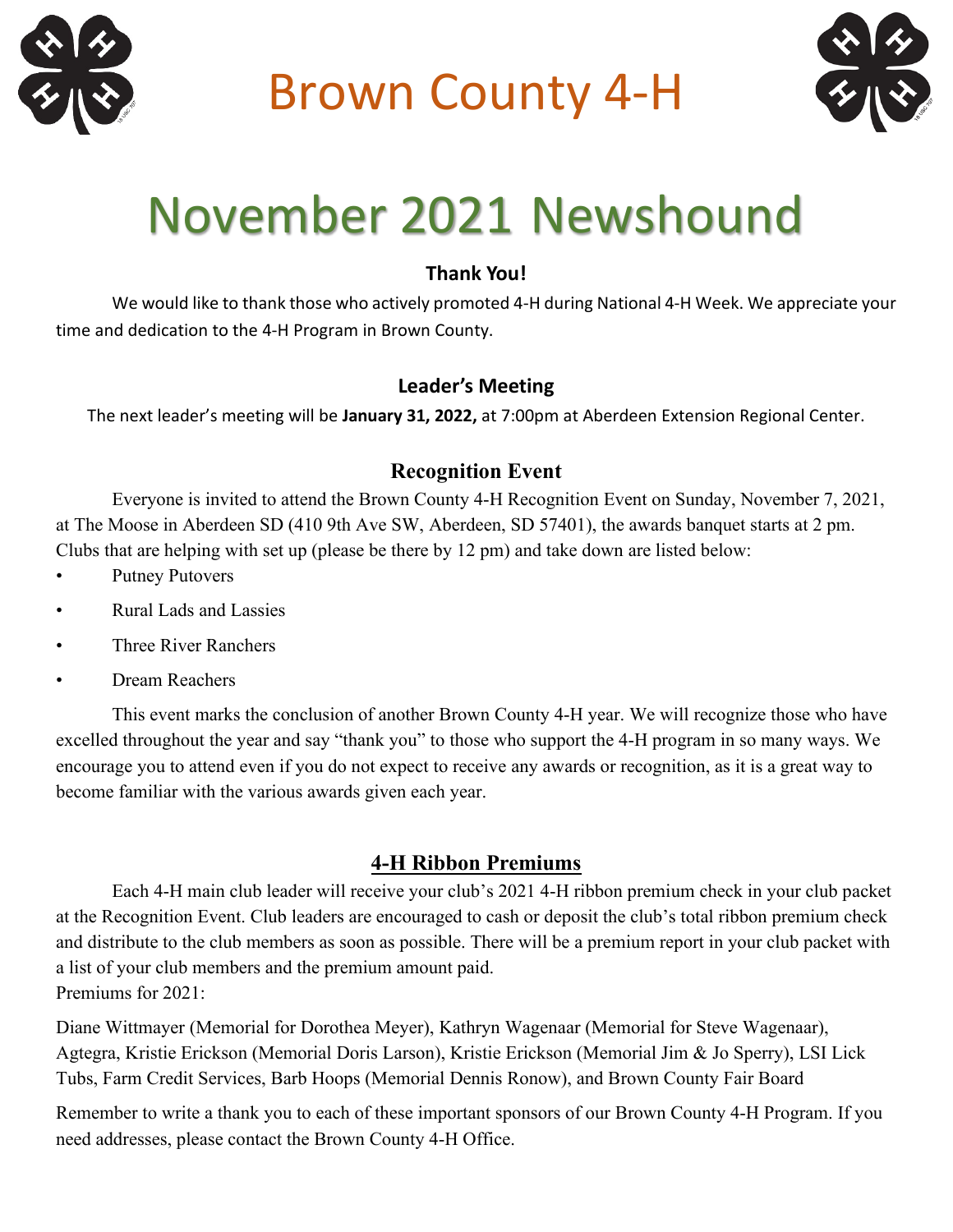# Brown County 4-H

# November 2021 Newshound

### Thank You!

We would like to thank those who actively promoted 4-H during National 4-H Week. We appreciate your time and dedication to the 4-H Program in Brown County.

### Leader's Meeting

The next leader's meeting will be **January 31, 2022,** at 7:00pm at Aberdeen Extension Regional Center.

### Recognition Event

Everyone is invited to attend the Brown County 4-H Recognition Event on Sunday, November 7, 2021, at The Moose in Aberdeen SD (410 9th Ave SW, Aberdeen, SD 57401), the awards banquet starts at 2 pm. Clubs that are helping with set up (please be there by 12 pm) and take down are listed below:

- Putney Putovers
- Rural Lads and Lassies
- Three River Ranchers
- Dream Reachers

This event marks the conclusion of another Brown County 4-H year. We will recognize those who have excelled throughout the year and say "thank you" to those who support the 4-H program in so many ways. We encourage you to attend even if you do not expect to receive any awards or recognition, as it is a great way to become familiar with the various awards given each year.

### 4-H Ribbon Premiums

Each 4-H main club leader will receive your club's 2021 4-H ribbon premium check in your club packet at the Recognition Event. Club leaders are encouraged to cash or deposit the club's total ribbon premium check and distribute to the club members as soon as possible. There will be a premium report in your club packet with a list of your club members and the premium amount paid.
Premiums for 2021:

Diane Wittmayer (Memorial for Dorothea Meyer), Kathryn Wagenaar (Memorial for Steve Wagenaar), Agtegra, Kristie Erickson (Memorial Doris Larson), Kristie Erickson (Memorial Jim & Jo Sperry), LSI Lick Tubs, Farm Credit Services, Barb Hoops (Memorial Dennis Ronow), and Brown County Fair Board

Remember to write a thank you to each of these important sponsors of our Brown County 4-H Program. If you need addresses, please contact the Brown County 4-H Office.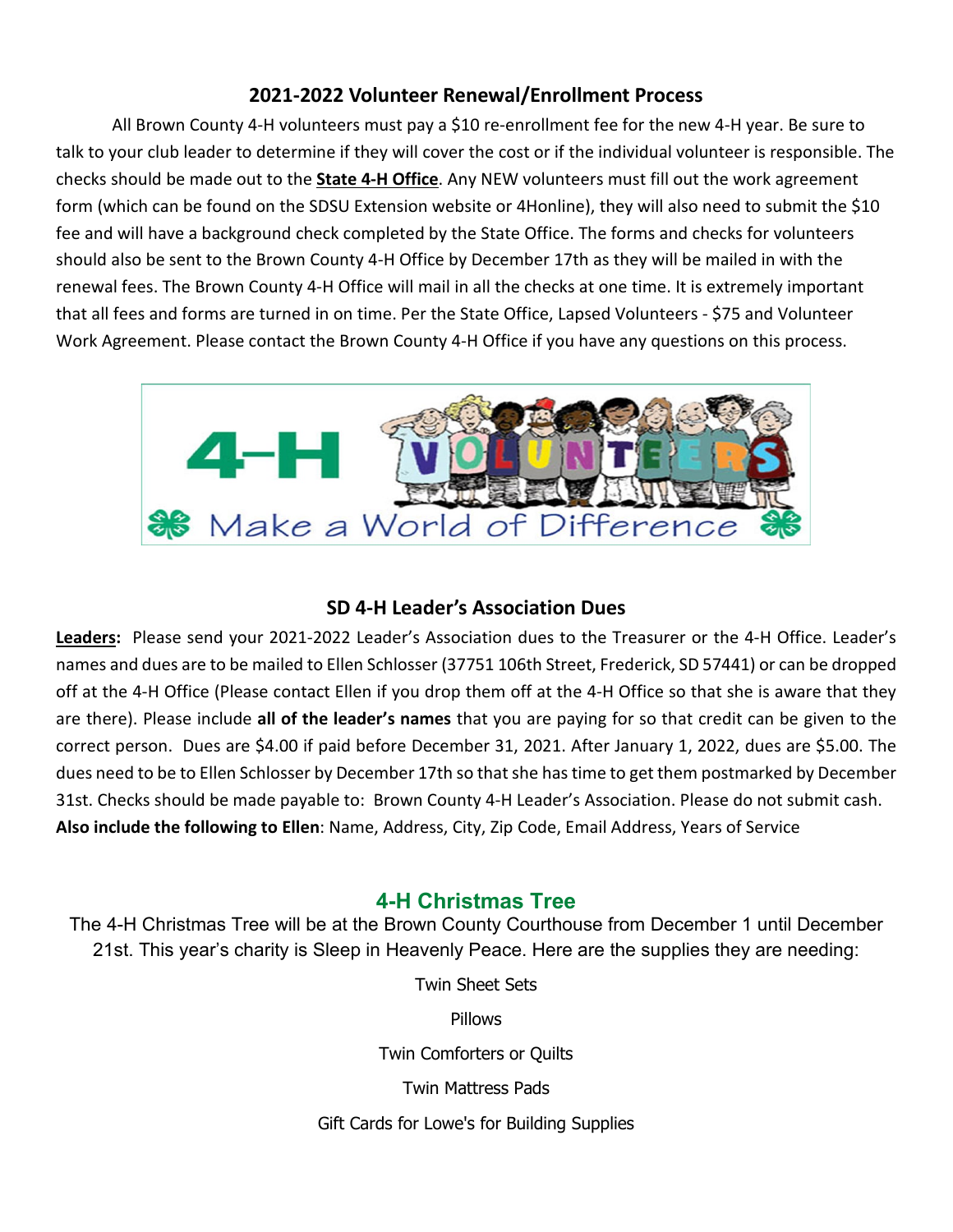## 2021-2022 Volunteer Renewal/Enrollment Process

All Brown County 4-H volunteers must pay a $10 re-enrollment fee for the new 4-H year. Be sure to talk to your club leader to determine if they will cover the cost or if the individual volunteer is responsible. The checks should be made out to the **State 4-H Office**. Any NEW volunteers must fill out the work agreement form (which can be found on the SDSU Extension website or 4Honline), they will also need to submit the $10 fee and will have a background check completed by the State Office. The forms and checks for volunteers should also be sent to the Brown County 4-H Office by December 17th as they will be mailed in with the renewal fees. The Brown County 4-H Office will mail in all the checks at one time. It is extremely important that all fees and forms are turned in on time. Per the State Office, Lapsed Volunteers - $75 and Volunteer Work Agreement. Please contact the Brown County 4-H Office if you have any questions on this process.

## SD 4-H Leader's Association Dues

**Leaders:** Please send your 2021-2022 Leader's Association dues to the Treasurer or the 4-H Office. Leader's names and dues are to be mailed to Ellen Schlosser (37751 106th Street, Frederick, SD 57441) or can be dropped off at the 4-H Office (Please contact Ellen if you drop them off at the 4-H Office so that she is aware that they are there). Please include **all of the leader's names** that you are paying for so that credit can be given to the correct person. Dues are $4.00 if paid before December 31, 2021. After January 1, 2022, dues are $5.00. The dues need to be to Ellen Schlosser by December 17th so that she has time to get them postmarked by December 31st. Checks should be made payable to: Brown County 4-H Leader's Association. Please do not submit cash. **Also include the following to Ellen**: Name, Address, City, Zip Code, Email Address, Years of Service

## 4-H Christmas Tree

The 4-H Christmas Tree will be at the Brown County Courthouse from December 1 until December 21st. This year's charity is Sleep in Heavenly Peace. Here are the supplies they are needing:

Twin Sheet Sets

Pillows

Twin Comforters or Quilts

Twin Mattress Pads

Gift Cards for Lowe's for Building Supplies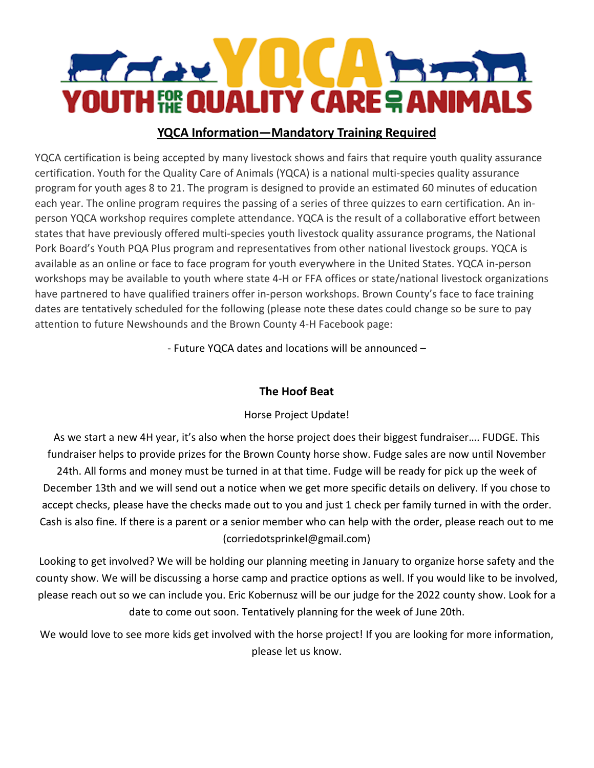# YOUTH FOR THE QUALITY CARE OF ANIMALS

## YQCA Information—Mandatory Training Required

YQCA certification is being accepted by many livestock shows and fairs that require youth quality assurance certification. Youth for the Quality Care of Animals (YQCA) is a national multi-species quality assurance program for youth ages 8 to 21. The program is designed to provide an estimated 60 minutes of education each year. The online program requires the passing of a series of three quizzes to earn certification. An in-person YQCA workshop requires complete attendance. YQCA is the result of a collaborative effort between states that have previously offered multi-species youth livestock quality assurance programs, the National Pork Board's Youth PQA Plus program and representatives from other national livestock groups. YQCA is available as an online or face to face program for youth everywhere in the United States. YQCA in-person workshops may be available to youth where state 4-H or FFA offices or state/national livestock organizations have partnered to have qualified trainers offer in-person workshops. Brown County's face to face training dates are tentatively scheduled for the following (please note these dates could change so be sure to pay attention to future Newshounds and the Brown County 4-H Facebook page:

- Future YQCA dates and locations will be announced –

## The Hoof Beat

Horse Project Update!

As we start a new 4H year, it's also when the horse project does their biggest fundraiser…. FUDGE. This fundraiser helps to provide prizes for the Brown County horse show. Fudge sales are now until November 24th. All forms and money must be turned in at that time. Fudge will be ready for pick up the week of December 13th and we will send out a notice when we get more specific details on delivery. If you chose to accept checks, please have the checks made out to you and just 1 check per family turned in with the order. Cash is also fine. If there is a parent or a senior member who can help with the order, please reach out to me (corriedotsprinkel@gmail.com)

Looking to get involved? We will be holding our planning meeting in January to organize horse safety and the county show. We will be discussing a horse camp and practice options as well. If you would like to be involved, please reach out so we can include you. Eric Kobernusz will be our judge for the 2022 county show. Look for a date to come out soon. Tentatively planning for the week of June 20th.

We would love to see more kids get involved with the horse project! If you are looking for more information, please let us know.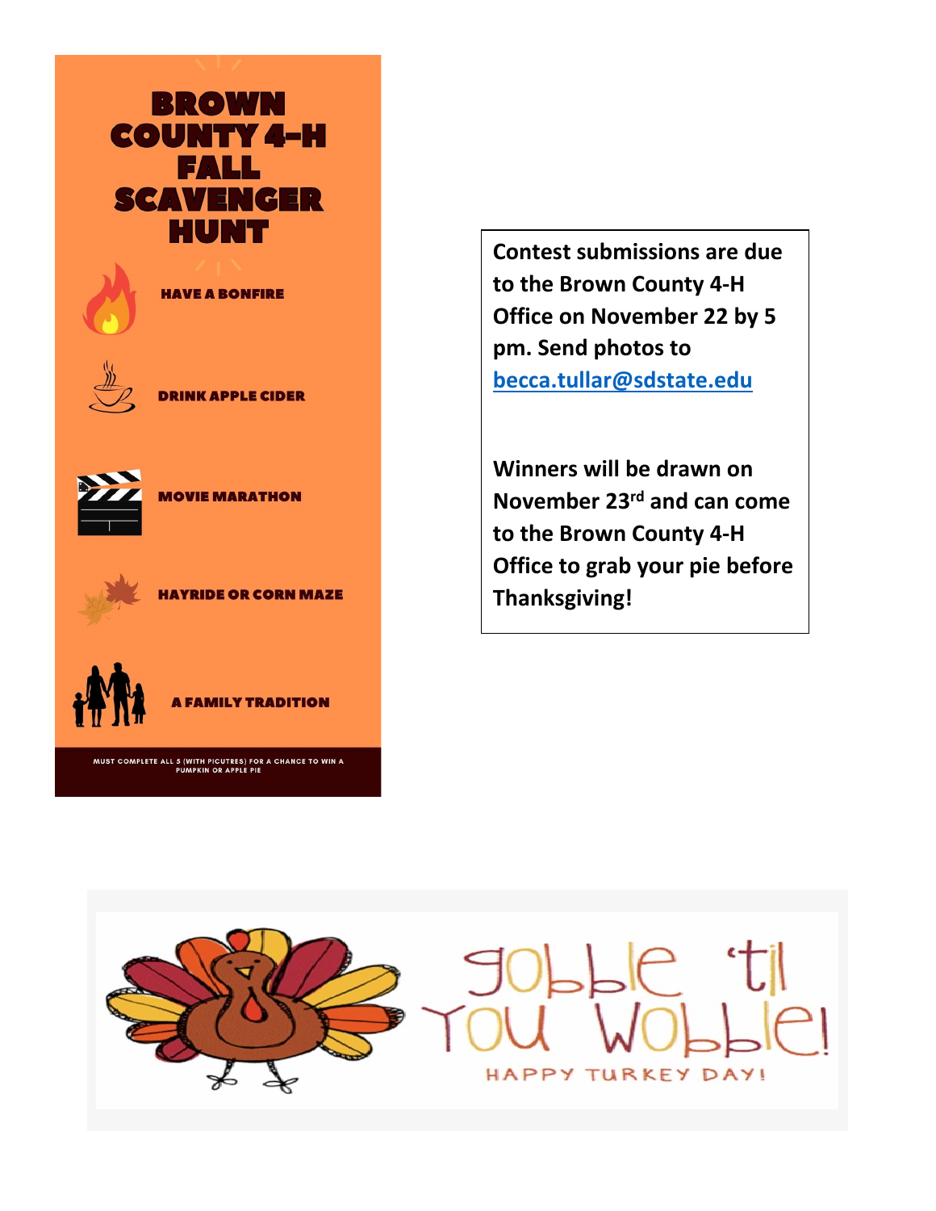# BROWN COUNTY 4-H FALL SCAVENGER HUNT

- HAVE A BONFIRE
- DRINK APPLE CIDER
- MOVIE MARATHON
- HAYRIDE OR CORN MAZE
- A FAMILY TRADITION

MUST COMPLETE ALL 5 (WITH PICUTRES) FOR A CHANCE TO WIN A PUMPKIN OR APPLE PIE

**Contest submissions are due to the Brown County 4-H Office on November 22 by 5 pm. Send photos to becca.tullar@sdstate.edu**

**Winners will be drawn on November 23rd and can come to the Brown County 4-H Office to grab your pie before Thanksgiving!**

gobble 'til You Wobble!

HAPPY TURKEY DAY!